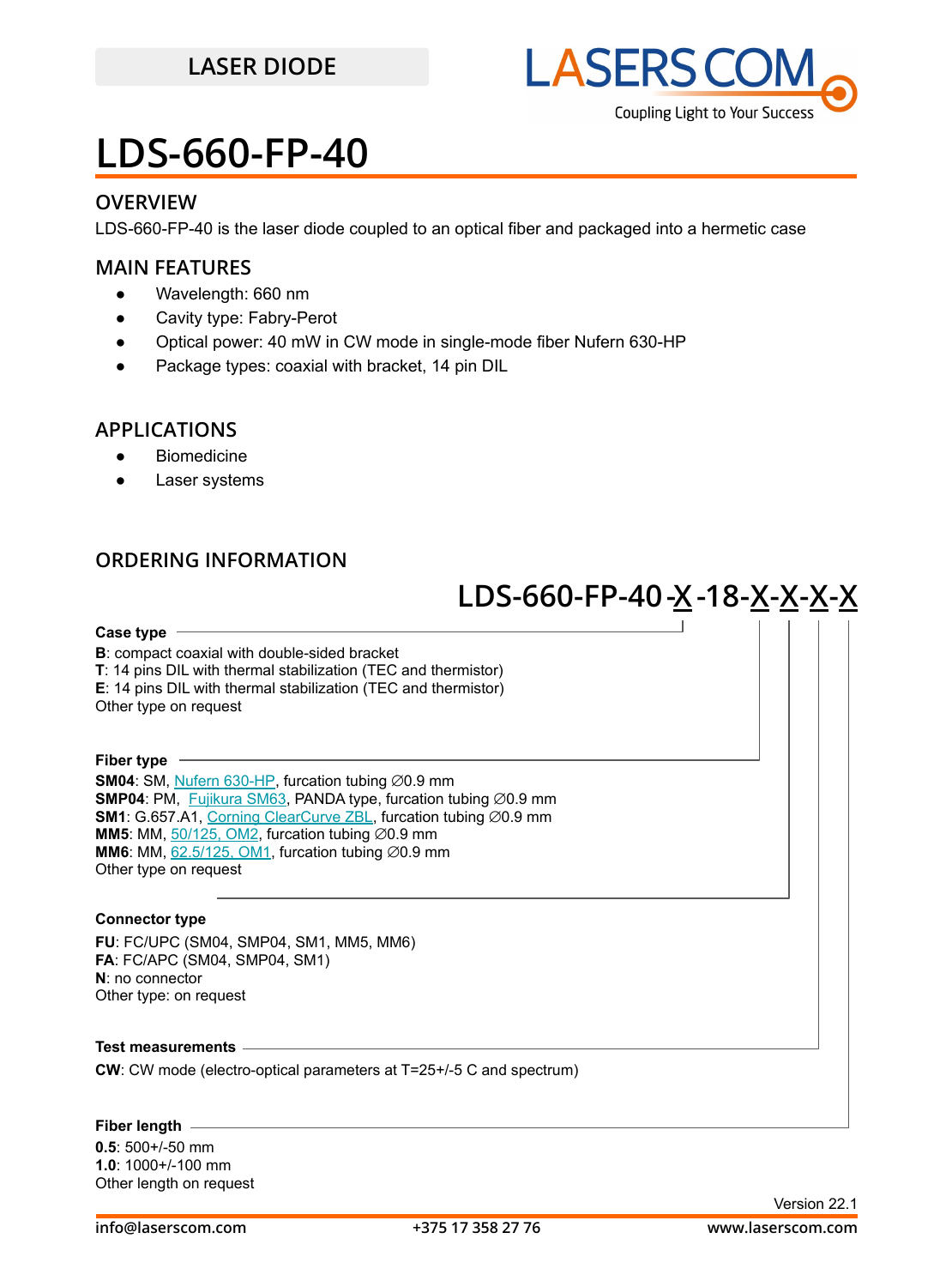LASER DIODE

# LDS-660-FP-40

## OVERVIEW

LDS-660-FP-40 is the laser diode coupled to an optical fiber and packaged into a hermetic case

## MAIN FEATURES

- Wavelength: 660 nm
- Cavity type: Fabry-Perot
- Optical power: 40 mW in CW mode in single-mode fiber Nufern 630-HP
- Package types: coaxial with bracket, 14 pin DIL

## APPLICATIONS

- Biomedicine
- Laser systems

## ORDERING INFORMATION

**LDS-660-FP-40-X-18-X-X-X-X**

**Case type**

**B**: compact coaxial with double-sided bracket
**T**: 14 pins DIL with thermal stabilization (TEC and thermistor)
**E**: 14 pins DIL with thermal stabilization (TEC and thermistor)
Other type on request

**Fiber type**

**SM04**: SM, Nufern 630-HP, furcation tubing ∅0.9 mm
**SMP04**: PM, Fujikura SM63, PANDA type, furcation tubing ∅0.9 mm
**SM1**: G.657.A1, Corning ClearCurve ZBL, furcation tubing ∅0.9 mm
**MM5**: MM, 50/125, OM2, furcation tubing ∅0.9 mm
**MM6**: MM, 62.5/125, OM1, furcation tubing ∅0.9 mm
Other type on request

**Connector type**

**FU**: FC/UPC (SM04, SMP04, SM1, MM5, MM6)
**FA**: FC/APC (SM04, SMP04, SM1)
**N**: no connector
Other type: on request

**Test measurements**

**CW**: CW mode (electro-optical parameters at T=25+/-5 C and spectrum)

**Fiber length**

**0.5**: 500+/-50 mm
**1.0**: 1000+/-100 mm
Other length on request

Version 22.1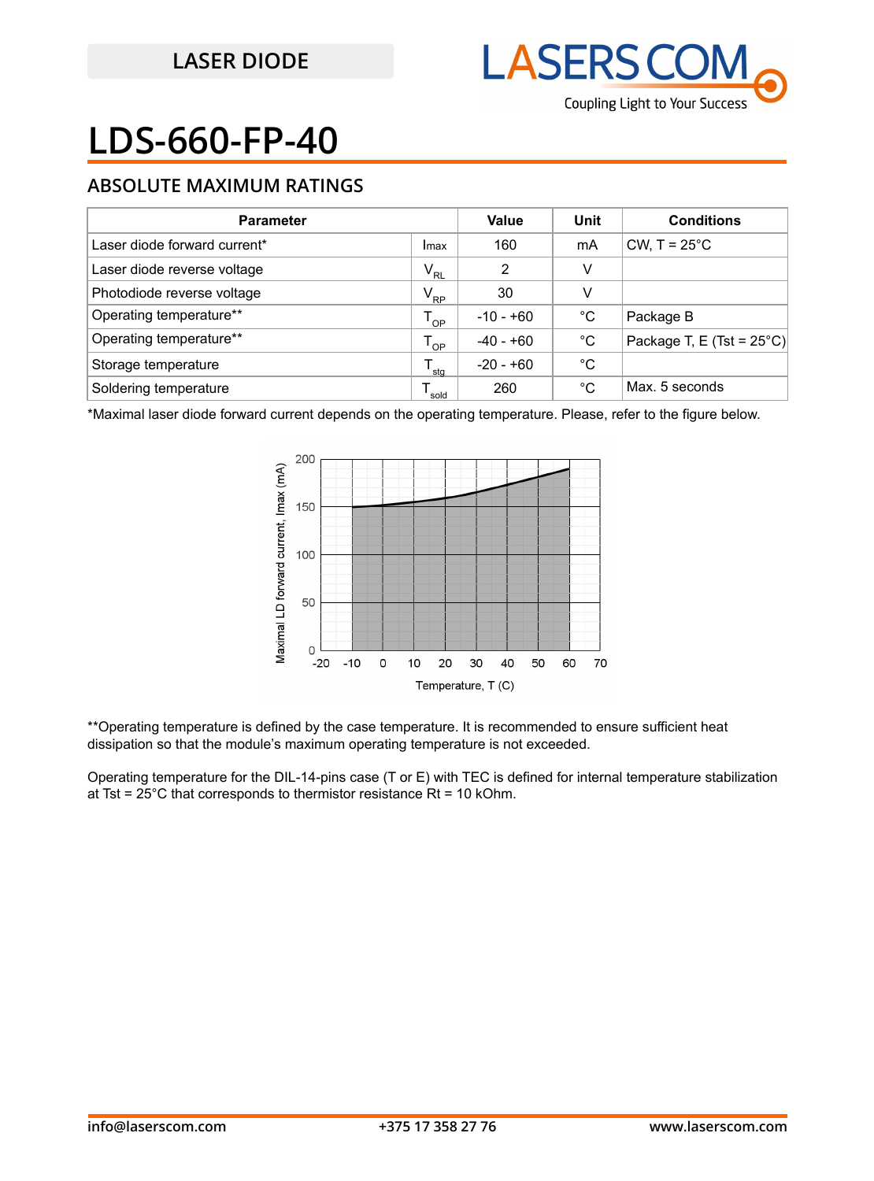LASER DIODE

# LDS-660-FP-40

## ABSOLUTE MAXIMUM RATINGS

| Parameter | | Value | Unit | Conditions |
|---|---|---|---|---|
| Laser diode forward current* | Imax | 160 | mA | CW, T = 25°C |
| Laser diode reverse voltage | $V_{RL}$ | 2 | V | |
| Photodiode reverse voltage | $V_{RP}$ | 30 | V | |
| Operating temperature** | $T_{OP}$ | -10 - +60 | °C | Package B |
| Operating temperature** | $T_{OP}$ | -40 - +60 | °C | Package T, E (Tst = 25°C) |
| Storage temperature | $T_{stg}$ | -20 - +60 | °C | |
| Soldering temperature | $T_{sold}$ | 260 | °C | Max. 5 seconds |

*Maximal laser diode forward current depends on the operating temperature. Please, refer to the figure below.

**Operating temperature is defined by the case temperature. It is recommended to ensure sufficient heat dissipation so that the module's maximum operating temperature is not exceeded.

Operating temperature for the DIL-14-pins case (T or E) with TEC is defined for internal temperature stabilization at Tst = 25°C that corresponds to thermistor resistance Rt = 10 kOhm.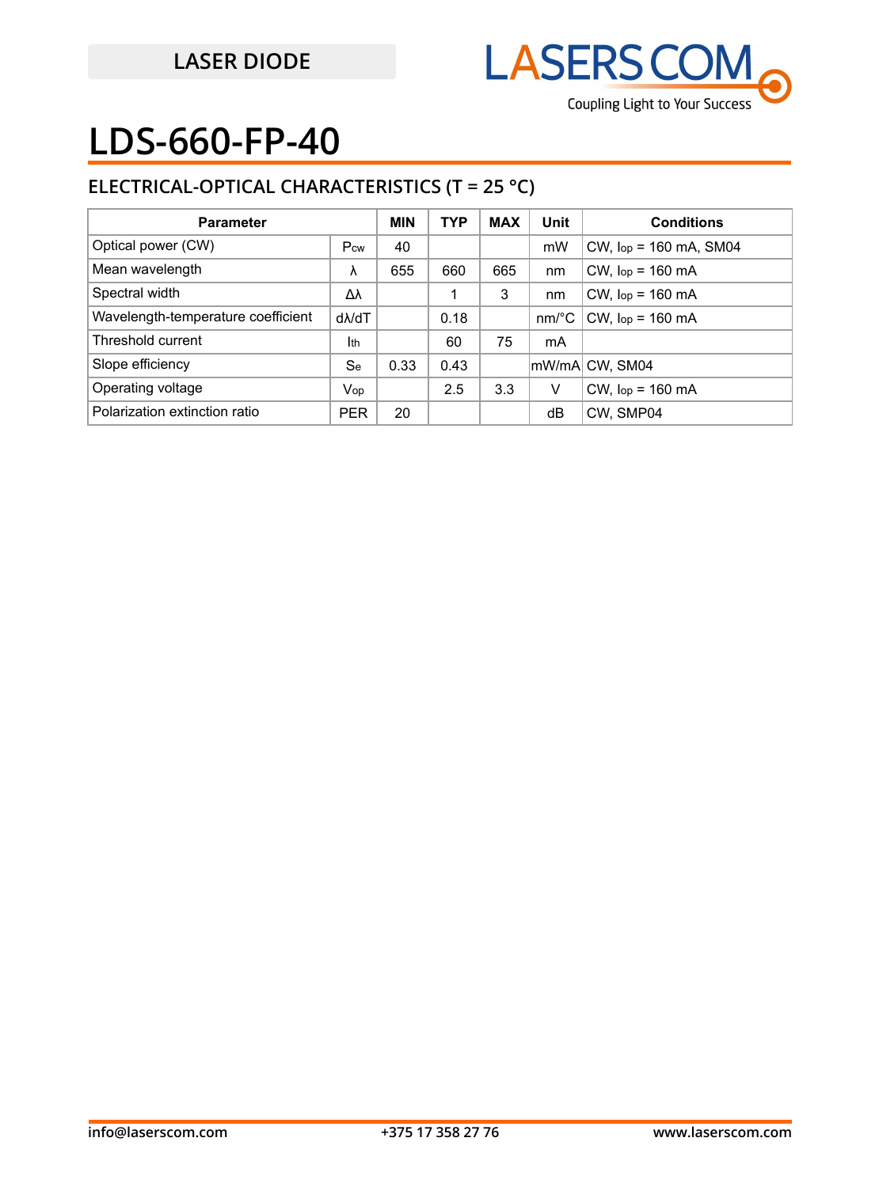LASER DIODE

# LDS-660-FP-40

## ELECTRICAL-OPTICAL CHARACTERISTICS (T = 25 °C)

| Parameter | | MIN | TYP | MAX | Unit | Conditions |
|---|---|---|---|---|---|---|
| Optical power (CW) | $P_{cw}$ | 40 | | | mW | CW, $I_{op}$ = 160 mA, SM04 |
| Mean wavelength | $\lambda$ | 655 | 660 | 665 | nm | CW, $I_{op}$ = 160 mA |
| Spectral width | $\Delta\lambda$ | | 1 | 3 | nm | CW, $I_{op}$ = 160 mA |
| Wavelength-temperature coefficient | $d\lambda/dT$ | | 0.18 | | nm/°C | CW, $I_{op}$ = 160 mA |
| Threshold current | $I_{th}$ | | 60 | 75 | mA | |
| Slope efficiency | $S_e$ | 0.33 | 0.43 | | mW/mA | CW, SM04 |
| Operating voltage | $V_{op}$ | | 2.5 | 3.3 | V | CW, $I_{op}$ = 160 mA |
| Polarization extinction ratio | PER | 20 | | | dB | CW, SMP04 |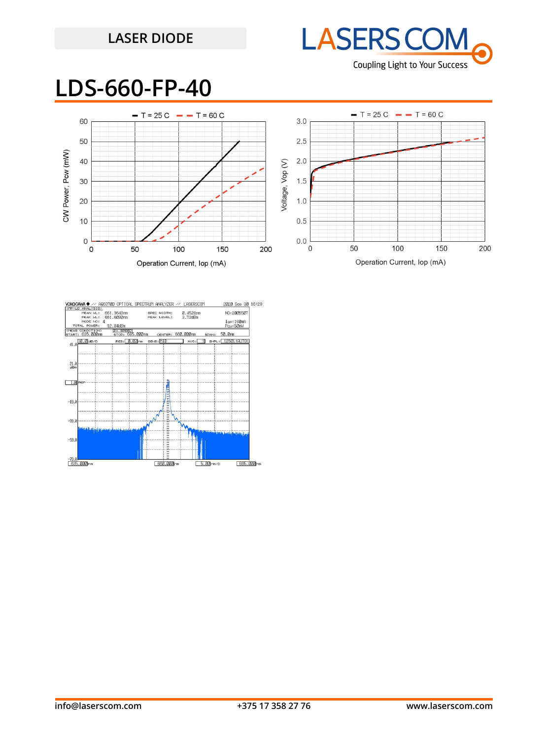LASER DIODE

# LDS-660-FP-40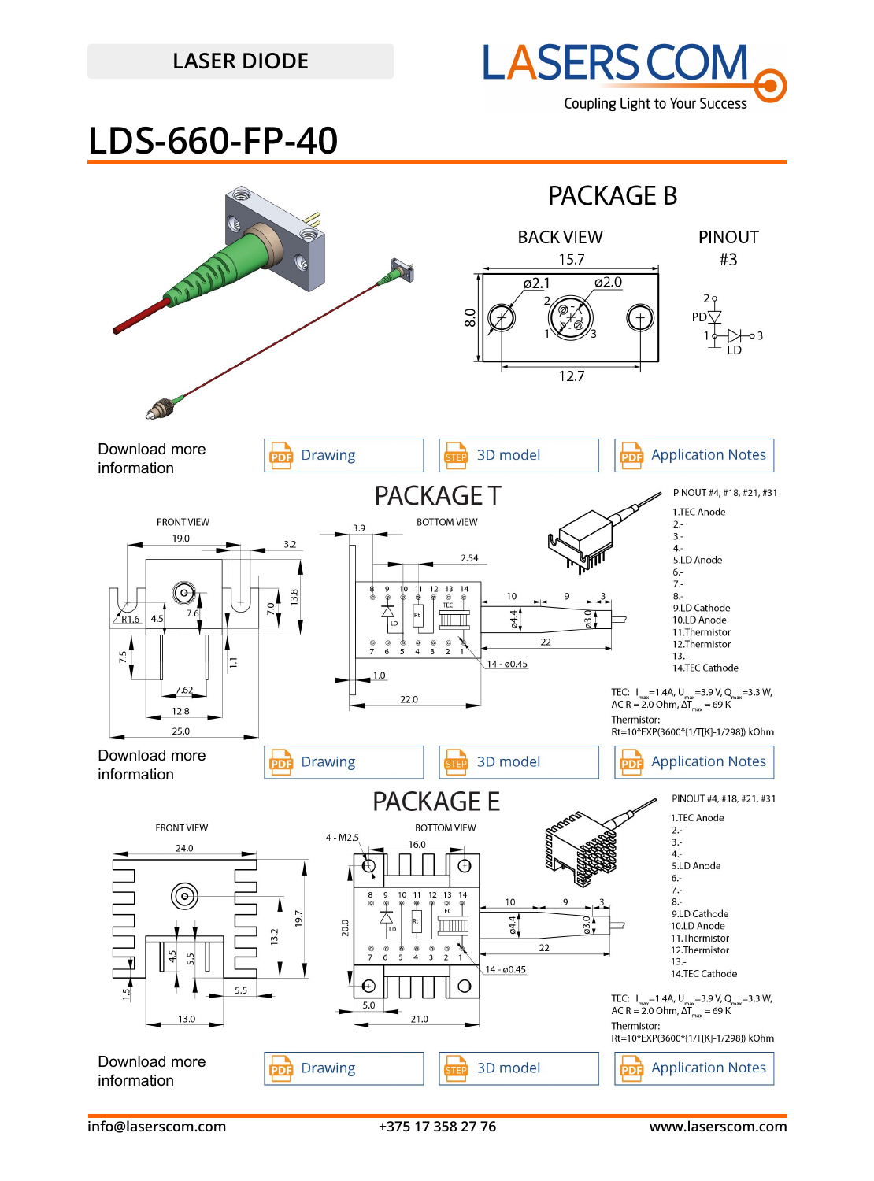LASER DIODE

# LDS-660-FP-40

## PACKAGE B

BACK VIEW

PINOUT #3

Download more information

Drawing | 3D model | Application Notes

## PACKAGE T

PINOUT #4, #18, #21, #31

1. TEC Anode
2. -
3. -
4. -
5. LD Anode
6. -
7. -
8. -
9. LD Cathode
10. LD Anode
11. Thermistor
12. Thermistor
13. -
14. TEC Cathode

TEC: $I_{max}$=1.4A, $U_{max}$=3.9 V, $Q_{max}$=3.3 W, AC R = 2.0 Ohm, $\Delta T_{max}$ = 69 K

Thermistor: Rt=10*EXP(3600*(1/T[K]-1/298)) kOhm

Download more information

Drawing | 3D model | Application Notes

## PACKAGE E

PINOUT #4, #18, #21, #31

1. TEC Anode
2. -
3. -
4. -
5. LD Anode
6. -
7. -
8. -
9. LD Cathode
10. LD Anode
11. Thermistor
12. Thermistor
13. -
14. TEC Cathode

TEC: $I_{max}$=1.4A, $U_{max}$=3.9 V, $Q_{max}$=3.3 W, AC R = 2.0 Ohm, $\Delta T_{max}$ = 69 K

Thermistor: Rt=10*EXP(3600*(1/T[K]-1/298)) kOhm

Download more information

Drawing | 3D model | Application Notes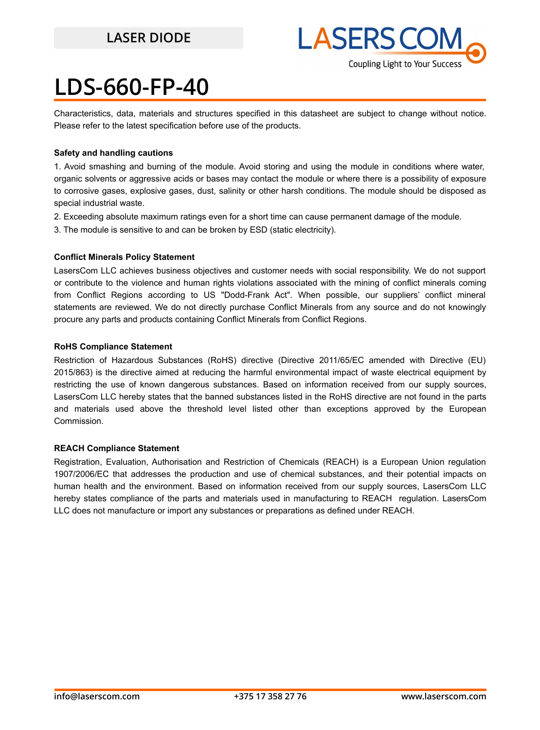LASER DIODE

# LDS-660-FP-40

Characteristics, data, materials and structures specified in this datasheet are subject to change without notice. Please refer to the latest specification before use of the products.

**Safety and handling cautions**

1. Avoid smashing and burning of the module. Avoid storing and using the module in conditions where water, organic solvents or aggressive acids or bases may contact the module or where there is a possibility of exposure to corrosive gases, explosive gases, dust, salinity or other harsh conditions. The module should be disposed as special industrial waste.
2. Exceeding absolute maximum ratings even for a short time can cause permanent damage of the module.
3. The module is sensitive to and can be broken by ESD (static electricity).

**Conflict Minerals Policy Statement**

LasersCom LLC achieves business objectives and customer needs with social responsibility. We do not support or contribute to the violence and human rights violations associated with the mining of conflict minerals coming from Conflict Regions according to US "Dodd-Frank Act". When possible, our suppliers' conflict mineral statements are reviewed. We do not directly purchase Conflict Minerals from any source and do not knowingly procure any parts and products containing Conflict Minerals from Conflict Regions.

**RoHS Compliance Statement**

Restriction of Hazardous Substances (RoHS) directive (Directive 2011/65/EC amended with Directive (EU) 2015/863) is the directive aimed at reducing the harmful environmental impact of waste electrical equipment by restricting the use of known dangerous substances. Based on information received from our supply sources, LasersCom LLC hereby states that the banned substances listed in the RoHS directive are not found in the parts and materials used above the threshold level listed other than exceptions approved by the European Commission.

**REACH Compliance Statement**

Registration, Evaluation, Authorisation and Restriction of Chemicals (REACH) is a European Union regulation 1907/2006/EC that addresses the production and use of chemical substances, and their potential impacts on human health and the environment. Based on information received from our supply sources, LasersCom LLC hereby states compliance of the parts and materials used in manufacturing to REACH regulation. LasersCom LLC does not manufacture or import any substances or preparations as defined under REACH.